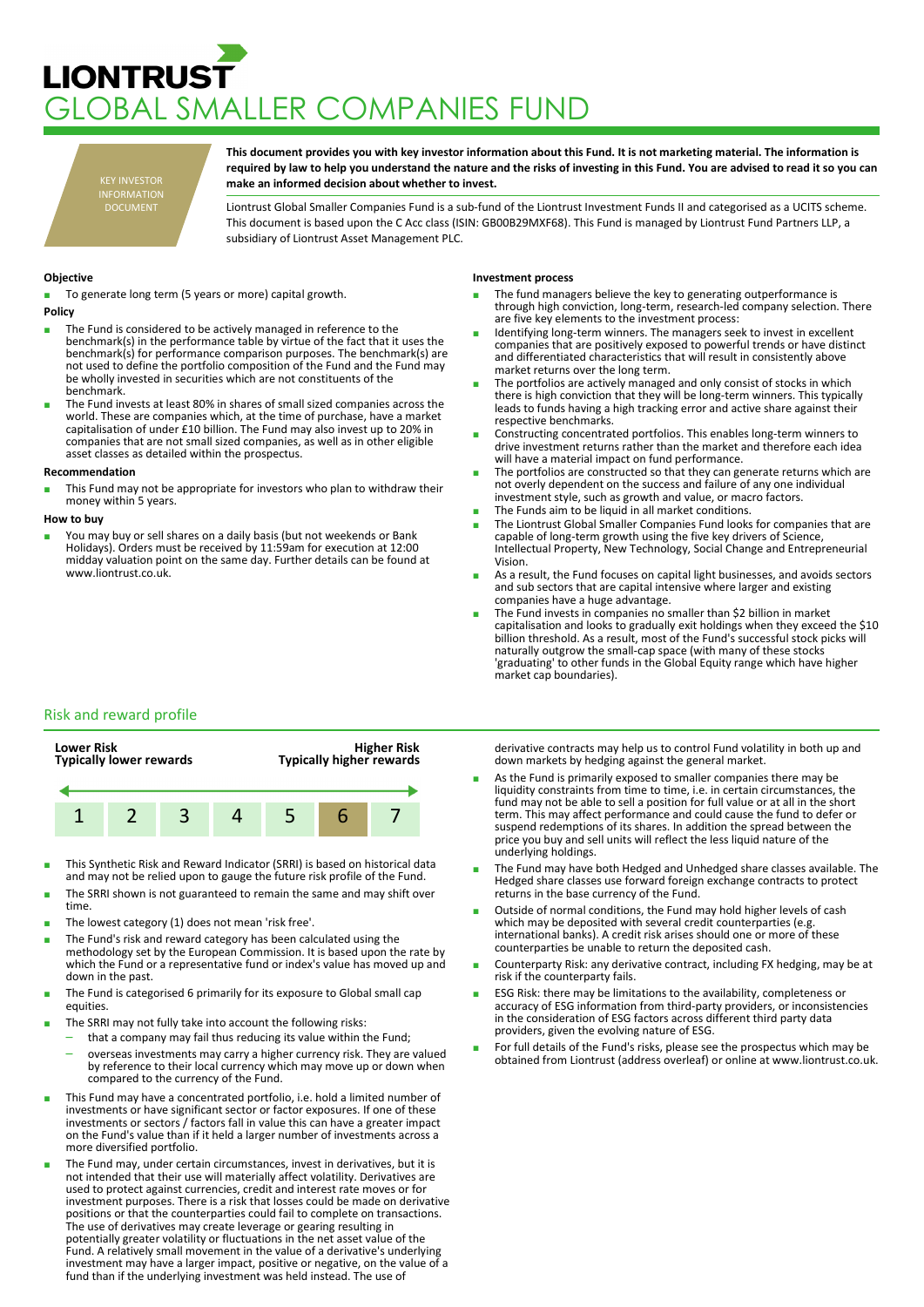# LIONTRUST GLOBAL SMALLER COMPANIES FUND

KEY INVESTOR INFORMATION DOCUMENT

**This document provides you with key investor information about this Fund. It is not marketing material. The information is required by law to help you understand the nature and the risks of investing in this Fund. You are advised to read it so you can make an informed decision about whether to invest.**

Liontrust Global Smaller Companies Fund is a sub-fund of the Liontrust Investment Funds II and categorised as a UCITS scheme. This document is based upon the C Acc class (ISIN: GB00B29MXF68). This Fund is managed by Liontrust Fund Partners LLP, a subsidiary of Liontrust Asset Management PLC.

**Objective**

- To generate long term (5 years or more) capital growth.

**Policy**

- The Fund is considered to be actively managed in reference to the benchmark(s) in the performance table by virtue of the fact that it uses the benchmark(s) for performance comparison purposes. The benchmark(s) are not used to define the portfolio composition of the Fund and the Fund may be wholly invested in securities which are not constituents of the benchmark.
- The Fund invests at least 80% in shares of small sized companies across the world. These are companies which, at the time of purchase, have a market capitalisation of under £10 billion. The Fund may also invest up to 20% in companies that are not small sized companies, as well as in other eligible asset classes as detailed within the prospectus.

**Recommendation**

- This Fund may not be appropriate for investors who plan to withdraw their money within 5 years.

**How to buy**

- You may buy or sell shares on a daily basis (but not weekends or Bank Holidays). Orders must be received by 11:59am for execution at 12:00 midday valuation point on the same day. Further details can be found at www.liontrust.co.uk.

**Investment process**

- The fund managers believe the key to generating outperformance is through high conviction, long-term, research-led company selection. There are five key elements to the investment process:
- Identifying long-term winners. The managers seek to invest in excellent companies that are positively exposed to powerful trends or have distinct and differentiated characteristics that will result in consistently above market returns over the long term.
- The portfolios are actively managed and only consist of stocks in which there is high conviction that they will be long-term winners. This typically leads to funds having a high tracking error and active share against their respective benchmarks.
- Constructing concentrated portfolios. This enables long-term winners to drive investment returns rather than the market and therefore each idea will have a material impact on fund performance.
- The portfolios are constructed so that they can generate returns which are not overly dependent on the success and failure of any one individual investment style, such as growth and value, or macro factors.
- The Funds aim to be liquid in all market conditions.
- The Liontrust Global Smaller Companies Fund looks for companies that are capable of long-term growth using the five key drivers of Science, Intellectual Property, New Technology, Social Change and Entrepreneurial Vision.
- As a result, the Fund focuses on capital light businesses, and avoids sectors and sub sectors that are capital intensive where larger and existing companies have a huge advantage.
- The Fund invests in companies no smaller than $2 billion in market capitalisation and looks to gradually exit holdings when they exceed the $10 billion threshold. As a result, most of the Fund's successful stock picks will naturally outgrow the small-cap space (with many of these stocks 'graduating' to other funds in the Global Equity range which have higher market cap boundaries).

## Risk and reward profile

| Lower Risk<br>Typically lower rewards | | | | | | Higher Risk<br>Typically higher rewards |
|---|---|---|---|---|---|---|
| 1 | 2 | 3 | 4 | 5 | **6** | 7 |

- This Synthetic Risk and Reward Indicator (SRRI) is based on historical data and may not be relied upon to gauge the future risk profile of the Fund.
- The SRRI shown is not guaranteed to remain the same and may shift over time.
- The lowest category (1) does not mean 'risk free'.
- The Fund's risk and reward category has been calculated using the methodology set by the European Commission. It is based upon the rate by which the Fund or a representative fund or index's value has moved up and down in the past.
- The Fund is categorised 6 primarily for its exposure to Global small cap equities.
- The SRRI may not fully take into account the following risks:
  - that a company may fail thus reducing its value within the Fund;
  - overseas investments may carry a higher currency risk. They are valued by reference to their local currency which may move up or down when compared to the currency of the Fund.
- This Fund may have a concentrated portfolio, i.e. hold a limited number of investments or have significant sector or factor exposures. If one of these investments or sectors / factors fall in value this can have a greater impact on the Fund's value than if it held a larger number of investments across a more diversified portfolio.
- The Fund may, under certain circumstances, invest in derivatives, but it is not intended that their use will materially affect volatility. Derivatives are used to protect against currencies, credit and interest rate moves or for investment purposes. There is a risk that losses could be made on derivative positions or that the counterparties could fail to complete on transactions. The use of derivatives may create leverage or gearing resulting in potentially greater volatility or fluctuations in the net asset value of the Fund. A relatively small movement in the value of a derivative's underlying investment may have a larger impact, positive or negative, on the value of a fund than if the underlying investment was held instead. The use of derivative contracts may help us to control Fund volatility in both up and down markets by hedging against the general market.
- As the Fund is primarily exposed to smaller companies there may be liquidity constraints from time to time, i.e. in certain circumstances, the fund may not be able to sell a position for full value or at all in the short term. This may affect performance and could cause the fund to defer or suspend redemptions of its shares. In addition the spread between the price you buy and sell units will reflect the less liquid nature of the underlying holdings.
- The Fund may have both Hedged and Unhedged share classes available. The Hedged share classes use forward foreign exchange contracts to protect returns in the base currency of the Fund.
- Outside of normal conditions, the Fund may hold higher levels of cash which may be deposited with several credit counterparties (e.g. international banks). A credit risk arises should one or more of these counterparties be unable to return the deposited cash.
- Counterparty Risk: any derivative contract, including FX hedging, may be at risk if the counterparty fails.
- ESG Risk: there may be limitations to the availability, completeness or accuracy of ESG information from third-party providers, or inconsistencies in the consideration of ESG factors across different third party data providers, given the evolving nature of ESG.
- For full details of the Fund's risks, please see the prospectus which may be obtained from Liontrust (address overleaf) or online at www.liontrust.co.uk.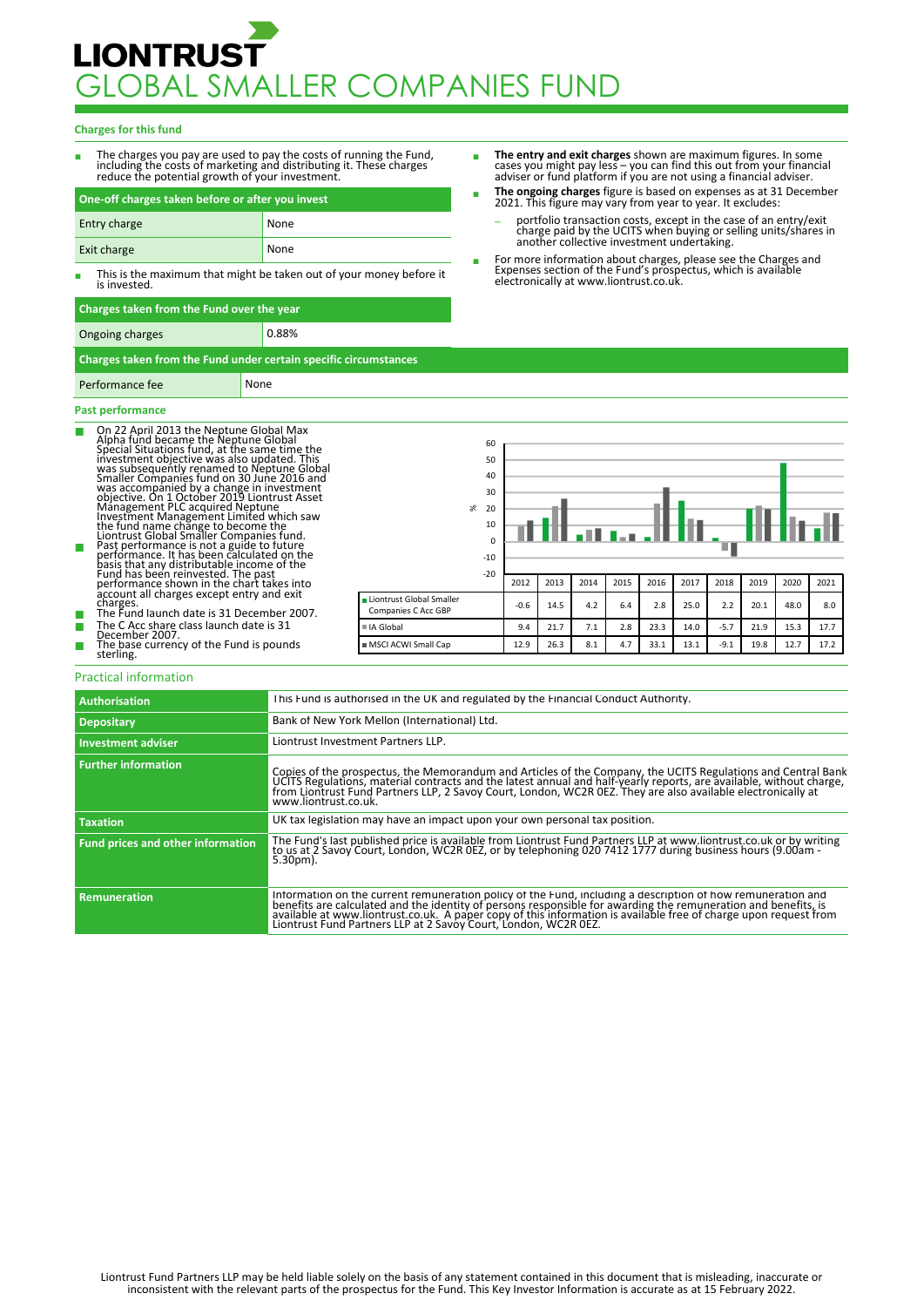## LIONTRUST
# GLOBAL SMALLER COMPANIES FUND

### Charges for this fund

- The charges you pay are used to pay the costs of running the Fund, including the costs of marketing and distributing it. These charges reduce the potential growth of your investment.

| One-off charges taken before or after you invest | |
|---|---|
| Entry charge | None |
| Exit charge | None |

- This is the maximum that might be taken out of your money before it is invested.

| Charges taken from the Fund over the year | |
|---|---|
| Ongoing charges | 0.88% |

| Charges taken from the Fund under certain specific circumstances | |
|---|---|
| Performance fee | None |

- **The entry and exit charges** shown are maximum figures. In some cases you might pay less – you can find this out from your financial adviser or fund platform if you are not using a financial adviser.
- **The ongoing charges** figure is based on expenses as at 31 December 2021. This figure may vary from year to year. It excludes:
  - portfolio transaction costs, except in the case of an entry/exit charge paid by the UCITS when buying or selling units/shares in another collective investment undertaking.
- For more information about charges, please see the Charges and Expenses section of the Fund's prospectus, which is available electronically at www.liontrust.co.uk.

### Past performance

- On 22 April 2013 the Neptune Global Max Alpha fund became the Neptune Global Special Situations fund, at the same time the investment objective was also updated. This was subsequently renamed to Neptune Global Smaller Companies fund on 30 June 2016 and was accompanied by a change in investment objective. On 1 October 2019 Liontrust Asset Management PLC acquired Neptune Investment Management Limited which saw the fund name change to become the Liontrust Global Smaller Companies fund.
- Past performance is not a guide to future performance. It has been calculated on the basis that any distributable income of the Fund has been reinvested. The past performance shown in the chart takes into account all charges except entry and exit charges.
- The Fund launch date is 31 December 2007.
- The C Acc share class launch date is 31 December 2007.
- The base currency of the Fund is pounds sterling.

60
50
40
30
%
20
10
0
-10
-20

| | 2012 | 2013 | 2014 | 2015 | 2016 | 2017 | 2018 | 2019 | 2020 | 2021 |
|---|---|---|---|---|---|---|---|---|---|---|
| Liontrust Global Smaller Companies C Acc GBP | -0.6 | 14.5 | 4.2 | 6.4 | 2.8 | 25.0 | 2.2 | 20.1 | 48.0 | 8.0 |
| IA Global | 9.4 | 21.7 | 7.1 | 2.8 | 23.3 | 14.0 | -5.7 | 21.9 | 15.3 | 17.7 |
| MSCI ACWI Small Cap | 12.9 | 26.3 | 8.1 | 4.7 | 33.1 | 13.1 | -9.1 | 19.8 | 12.7 | 17.2 |

### Practical information

| | |
|---|---|
| **Authorisation** | This Fund is authorised in the UK and regulated by the Financial Conduct Authority. |
| **Depositary** | Bank of New York Mellon (International) Ltd. |
| **Investment adviser** | Liontrust Investment Partners LLP. |
| **Further information** | Copies of the prospectus, the Memorandum and Articles of the Company, the UCITS Regulations and Central Bank UCITS Regulations, material contracts and the latest annual and half-yearly reports, are available, without charge, from Liontrust Fund Partners LLP, 2 Savoy Court, London, WC2R 0EZ. They are also available electronically at www.liontrust.co.uk. |
| **Taxation** | UK tax legislation may have an impact upon your own personal tax position. |
| **Fund prices and other information** | The Fund's last published price is available from Liontrust Fund Partners LLP at www.liontrust.co.uk or by writing to us at 2 Savoy Court, London, WC2R 0EZ, or by telephoning 020 7412 1777 during business hours (9.00am - 5.30pm). |
| **Remuneration** | Information on the current remuneration policy of the Fund, including a description of how remuneration and benefits are calculated and the identity of persons responsible for awarding the remuneration and benefits, is available at www.liontrust.co.uk. A paper copy of this information is available free of charge upon request from Liontrust Fund Partners LLP at 2 Savoy Court, London, WC2R 0EZ. |

Liontrust Fund Partners LLP may be held liable solely on the basis of any statement contained in this document that is misleading, inaccurate or inconsistent with the relevant parts of the prospectus for the Fund. This Key Investor Information is accurate as at 15 February 2022.